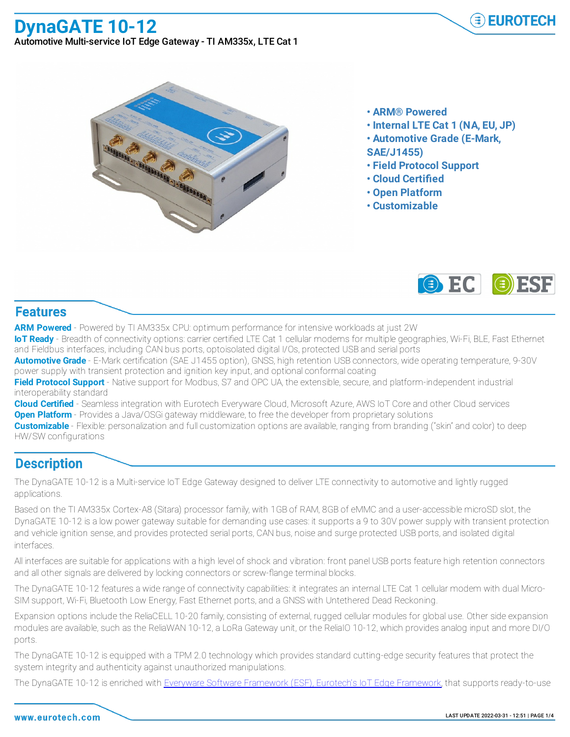# DynaGATE 10-12

Automotive Multi-service IoT Edge Gateway - TI AM335x, LTE Cat 1

- ARM® Powered
- Internal LTE Cat 1 (NA, EU, JP)
- Automotive Grade (E-Mark, SAE/J1455)
- Field Protocol Support
- Cloud Certified
- Open Platform
- Customizable

## Features

**ARM Powered** - Powered by TI AM335x CPU: optimum performance for intensive workloads at just 2W
**IoT Ready** - Breadth of connectivity options: carrier certified LTE Cat 1 cellular modems for multiple geographies, Wi-Fi, BLE, Fast Ethernet and Fieldbus interfaces, including CAN bus ports, optoisolated digital I/Os, protected USB and serial ports
**Automotive Grade** - E-Mark certification (SAE J1455 option), GNSS, high retention USB connectors, wide operating temperature, 9-30V power supply with transient protection and ignition key input, and optional conformal coating
**Field Protocol Support** - Native support for Modbus, S7 and OPC UA, the extensible, secure, and platform-independent industrial interoperability standard
**Cloud Certified** - Seamless integration with Eurotech Everyware Cloud, Microsoft Azure, AWS IoT Core and other Cloud services
**Open Platform** - Provides a Java/OSGi gateway middleware, to free the developer from proprietary solutions
**Customizable** - Flexible: personalization and full customization options are available, ranging from branding ("skin" and color) to deep HW/SW configurations

## Description

The DynaGATE 10-12 is a Multi-service IoT Edge Gateway designed to deliver LTE connectivity to automotive and lightly rugged applications.

Based on the TI AM335x Cortex-A8 (Sitara) processor family, with 1GB of RAM, 8GB of eMMC and a user-accessible microSD slot, the DynaGATE 10-12 is a low power gateway suitable for demanding use cases: it supports a 9 to 30V power supply with transient protection and vehicle ignition sense, and provides protected serial ports, CAN bus, noise and surge protected USB ports, and isolated digital interfaces.

All interfaces are suitable for applications with a high level of shock and vibration: front panel USB ports feature high retention connectors and all other signals are delivered by locking connectors or screw-flange terminal blocks.

The DynaGATE 10-12 features a wide range of connectivity capabilities: it integrates an internal LTE Cat 1 cellular modem with dual Micro-SIM support, Wi-Fi, Bluetooth Low Energy, Fast Ethernet ports, and a GNSS with Untethered Dead Reckoning.

Expansion options include the ReliaCELL 10-20 family, consisting of external, rugged cellular modules for global use. Other side expansion modules are available, such as the ReliaWAN 10-12, a LoRa Gateway unit, or the ReliaIO 10-12, which provides analog input and more DI/O ports.

The DynaGATE 10-12 is equipped with a TPM 2.0 technology which provides standard cutting-edge security features that protect the system integrity and authenticity against unauthorized manipulations.

The DynaGATE 10-12 is enriched with Everyware Software Framework (ESF), Eurotech's IoT Edge Framework, that supports ready-to-use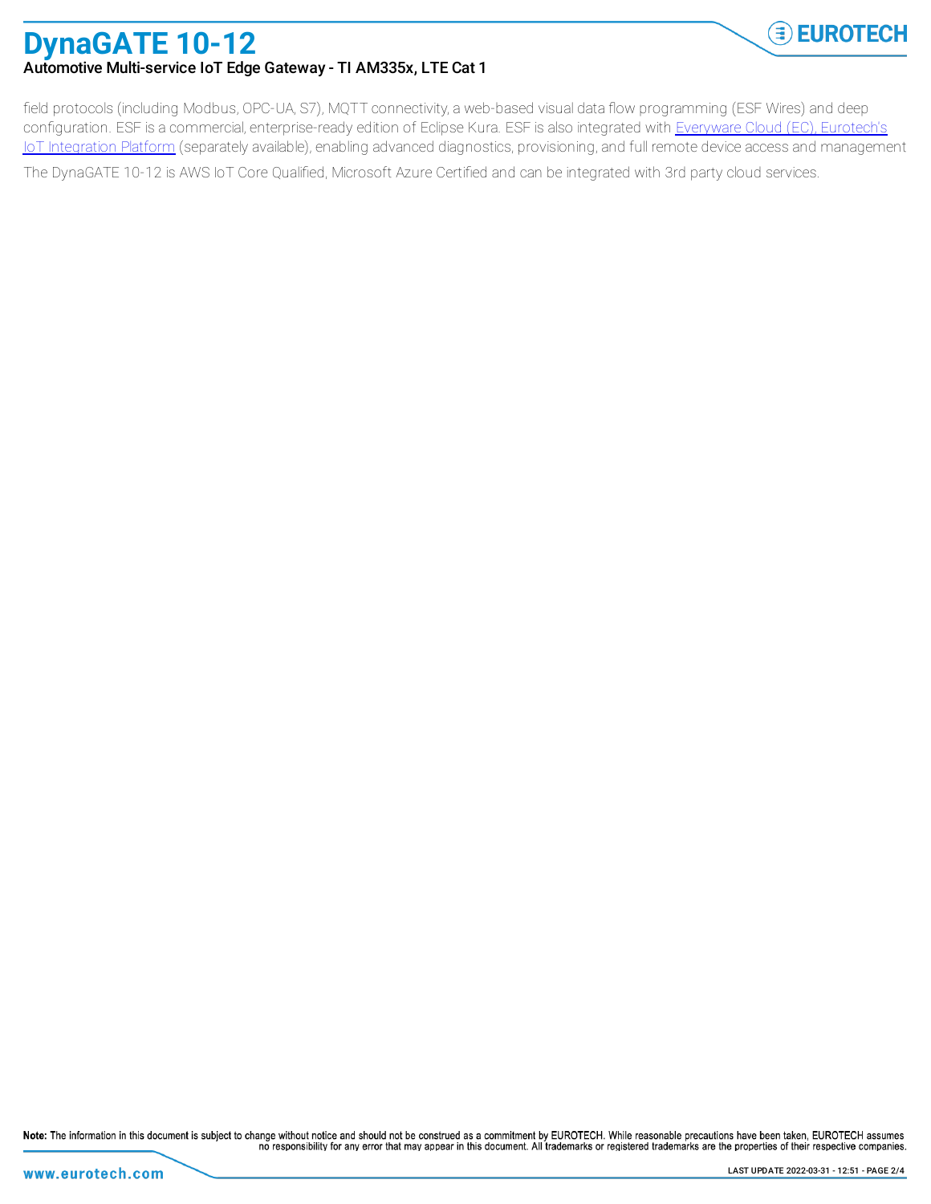field protocols (including Modbus, OPC-UA, S7), MQTT connectivity, a web-based visual data flow programming (ESF Wires) and deep configuration. ESF is a commercial, enterprise-ready edition of Eclipse Kura. ESF is also integrated with [Everyware Cloud (EC), Eurotech's IoT Integration Platform] (separately available), enabling advanced diagnostics, provisioning, and full remote device access and management

The DynaGATE 10-12 is AWS IoT Core Qualified, Microsoft Azure Certified and can be integrated with 3rd party cloud services.

**Note:** The information in this document is subject to change without notice and should not be construed as a commitment by EUROTECH. While reasonable precautions have been taken, EUROTECH assumes no responsibility for any error that may appear in this document. All trademarks or registered trademarks are the properties of their respective companies.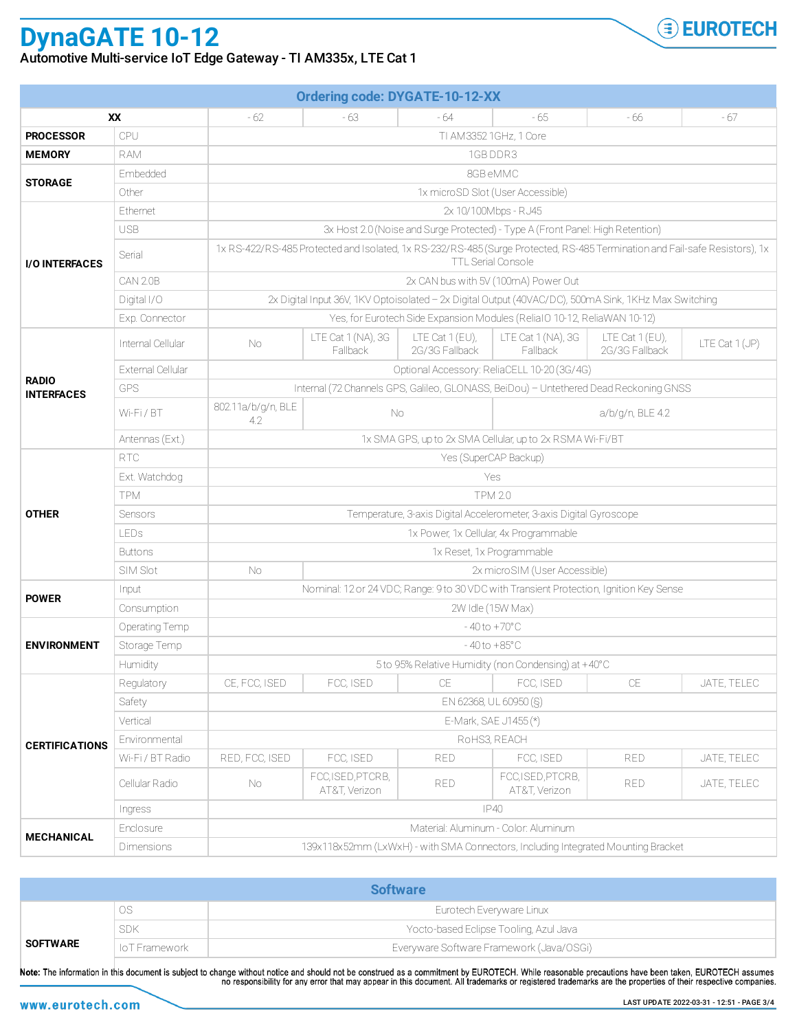# DynaGATE 10-12

**Automotive Multi-service IoT Edge Gateway - TI AM335x, LTE Cat 1**

| Ordering code: DYGATE-10-12-XX | | | | | | | |
|---|---|---|---|---|---|---|---|
| **XX** | | - 62 | - 63 | - 64 | - 65 | - 66 | - 67 |
| **PROCESSOR** | CPU | TI AM3352 1GHz, 1 Core | | | | | |
| **MEMORY** | RAM | 1GB DDR3 | | | | | |
| **STORAGE** | Embedded | 8GB eMMC | | | | | |
| | Other | 1x microSD Slot (User Accessible) | | | | | |
| **I/O INTERFACES** | Ethernet | 2x 10/100Mbps - RJ45 | | | | | |
| | USB | 3x Host 2.0 (Noise and Surge Protected) - Type A (Front Panel: High Retention) | | | | | |
| | Serial | 1x RS-422/RS-485 Protected and Isolated, 1x RS-232/RS-485 (Surge Protected, RS-485 Termination and Fail-safe Resistors), 1x TTL Serial Console | | | | | |
| | CAN 2.0B | 2x CAN bus with 5V (100mA) Power Out | | | | | |
| | Digital I/O | 2x Digital Input 36V, 1KV Optoisolated – 2x Digital Output (40VAC/DC), 500mA Sink, 1KHz Max Switching | | | | | |
| | Exp. Connector | Yes, for Eurotech Side Expansion Modules (ReliaIO 10-12, ReliaWAN 10-12) | | | | | |
| **RADIO INTERFACES** | Internal Cellular | No | LTE Cat 1 (NA), 3G Fallback | LTE Cat 1 (EU), 2G/3G Fallback | LTE Cat 1 (NA), 3G Fallback | LTE Cat 1 (EU), 2G/3G Fallback | LTE Cat 1 (JP) |
| | External Cellular | Optional Accessory: ReliaCELL 10-20 (3G/4G) | | | | | |
| | GPS | Internal (72 Channels GPS, Galileo, GLONASS, BeiDou) – Untethered Dead Reckoning GNSS | | | | | |
| | Wi-Fi / BT | 802.11a/b/g/n, BLE 4.2 | No | | a/b/g/n, BLE 4.2 | | |
| | Antennas (Ext.) | 1x SMA GPS, up to 2x SMA Cellular, up to 2x RSMA Wi-Fi/BT | | | | | |
| **OTHER** | RTC | Yes (SuperCAP Backup) | | | | | |
| | Ext. Watchdog | Yes | | | | | |
| | TPM | TPM 2.0 | | | | | |
| | Sensors | Temperature, 3-axis Digital Accelerometer, 3-axis Digital Gyroscope | | | | | |
| | LEDs | 1x Power, 1x Cellular, 4x Programmable | | | | | |
| | Buttons | 1x Reset, 1x Programmable | | | | | |
| | SIM Slot | No | 2x microSIM (User Accessible) | | | | |
| **POWER** | Input | Nominal: 12 or 24 VDC; Range: 9 to 30 VDC with Transient Protection, Ignition Key Sense | | | | | |
| | Consumption | 2W Idle (15W Max) | | | | | |
| **ENVIRONMENT** | Operating Temp | - 40 to +70°C | | | | | |
| | Storage Temp | - 40 to +85°C | | | | | |
| | Humidity | 5 to 95% Relative Humidity (non Condensing) at +40°C | | | | | |
| **CERTIFICATIONS** | Regulatory | CE, FCC, ISED | FCC, ISED | CE | FCC, ISED | CE | JATE, TELEC |
| | Safety | EN 62368, UL 60950 (§) | | | | | |
| | Vertical | E-Mark, SAE J1455 (*) | | | | | |
| | Environmental | RoHS3, REACH | | | | | |
| | Wi-Fi / BT Radio | RED, FCC, ISED | FCC, ISED | RED | FCC, ISED | RED | JATE, TELEC |
| | Cellular Radio | No | FCC,ISED,PTCRB, AT&T, Verizon | RED | FCC,ISED,PTCRB, AT&T, Verizon | RED | JATE, TELEC |
| | Ingress | IP40 | | | | | |
| **MECHANICAL** | Enclosure | Material: Aluminum - Color: Aluminum | | | | | |
| | Dimensions | 139x118x52mm (LxWxH) - with SMA Connectors, Including Integrated Mounting Bracket | | | | | |

| Software | | |
|---|---|---|
| **SOFTWARE** | OS | Eurotech Everyware Linux |
| | SDK | Yocto-based Eclipse Tooling, Azul Java |
| | IoT Framework | Everyware Software Framework (Java/OSGi) |

**Note:** The information in this document is subject to change without notice and should not be construed as a commitment by EUROTECH. While reasonable precautions have been taken, EUROTECH assumes no responsibility for any error that may appear in this document. All trademarks or registered trademarks are the properties of their respective companies.

www.eurotech.com

LAST UPDATE 2022-03-31 - 12:51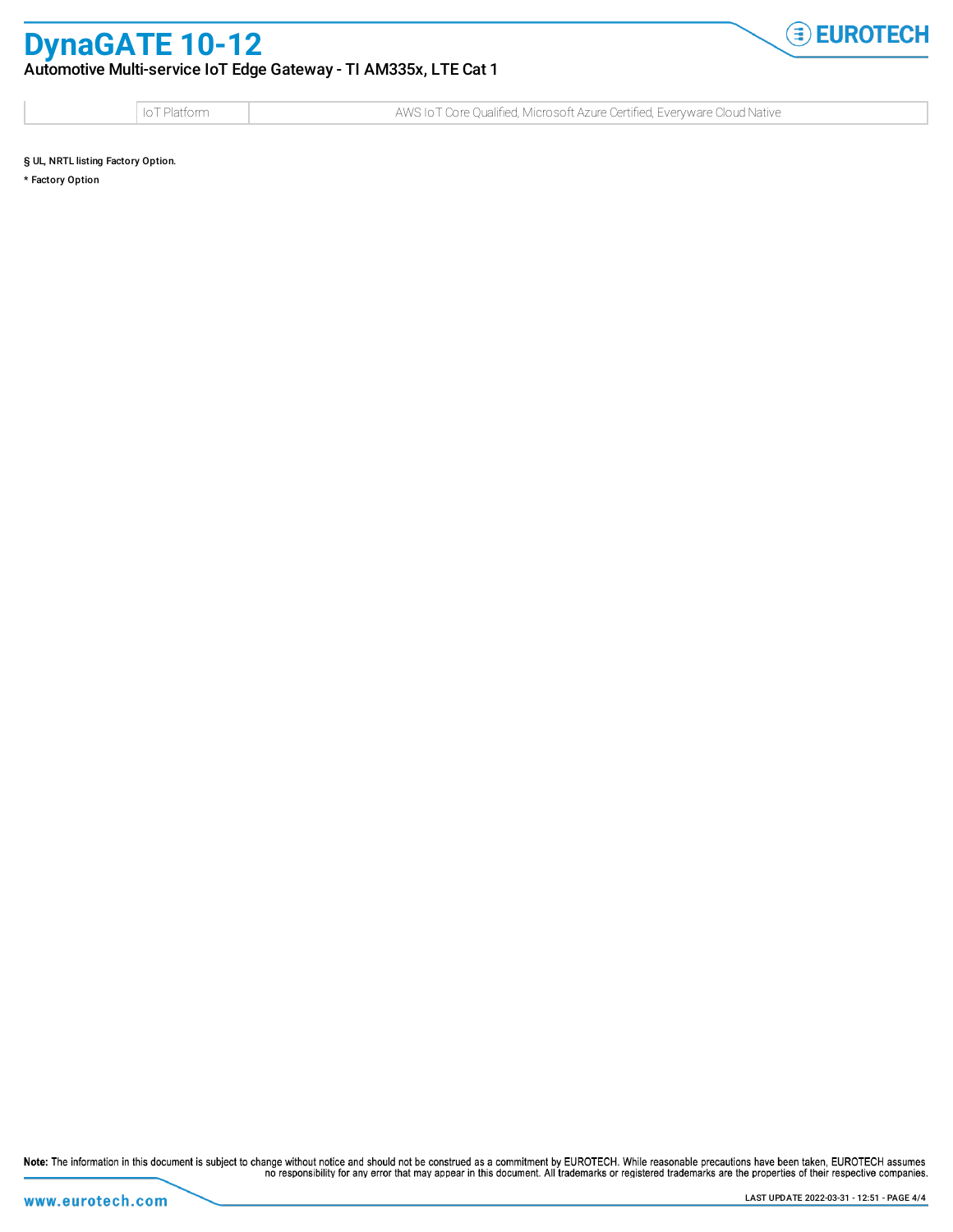| | | |
|---|---|---|
| | IoT Platform | AWS IoT Core Qualified, Microsoft Azure Certified, Everyware Cloud Native |

§ UL, NRTL listing Factory Option.

* Factory Option

**Note:** The information in this document is subject to change without notice and should not be construed as a commitment by EUROTECH. While reasonable precautions have been taken, EUROTECH assumes no responsibility for any error that may appear in this document. All trademarks or registered trademarks are the properties of their respective companies.